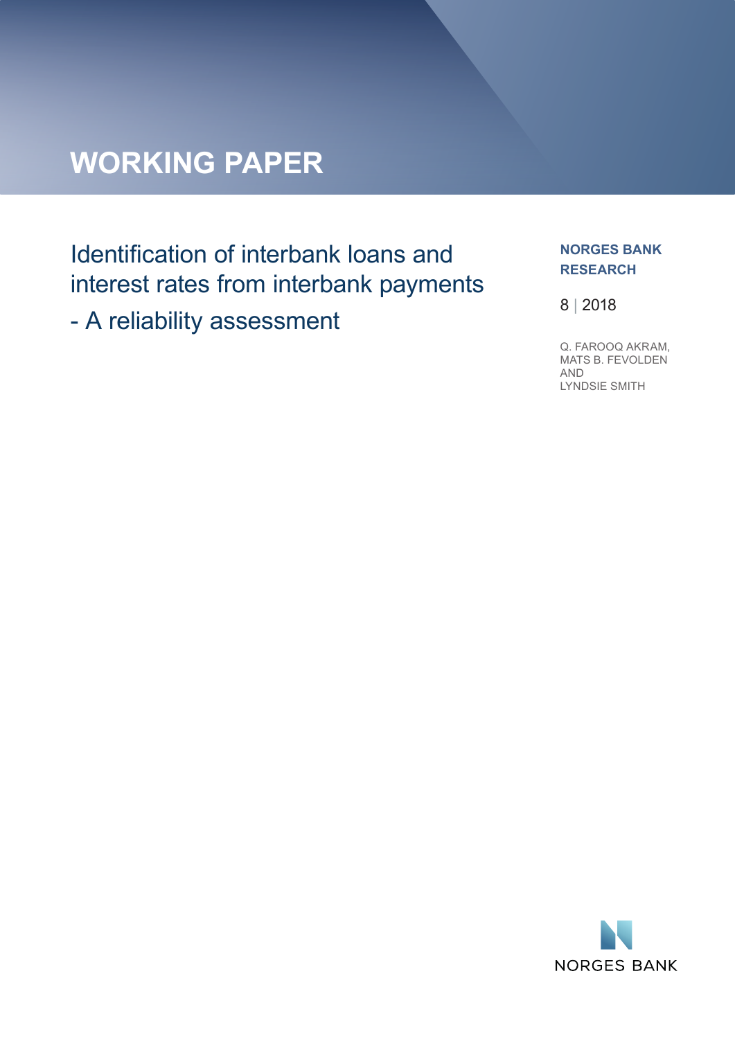# WORKING PAPER

## Identification of interbank loans and interest rates from interbank payments

## - A reliability assessment

**NORGES BANK RESEARCH**

8 | 2018

Q. FAROOQ AKRAM,
MATS B. FEVOLDEN
AND
LYNDSIE SMITH

NORGES BANK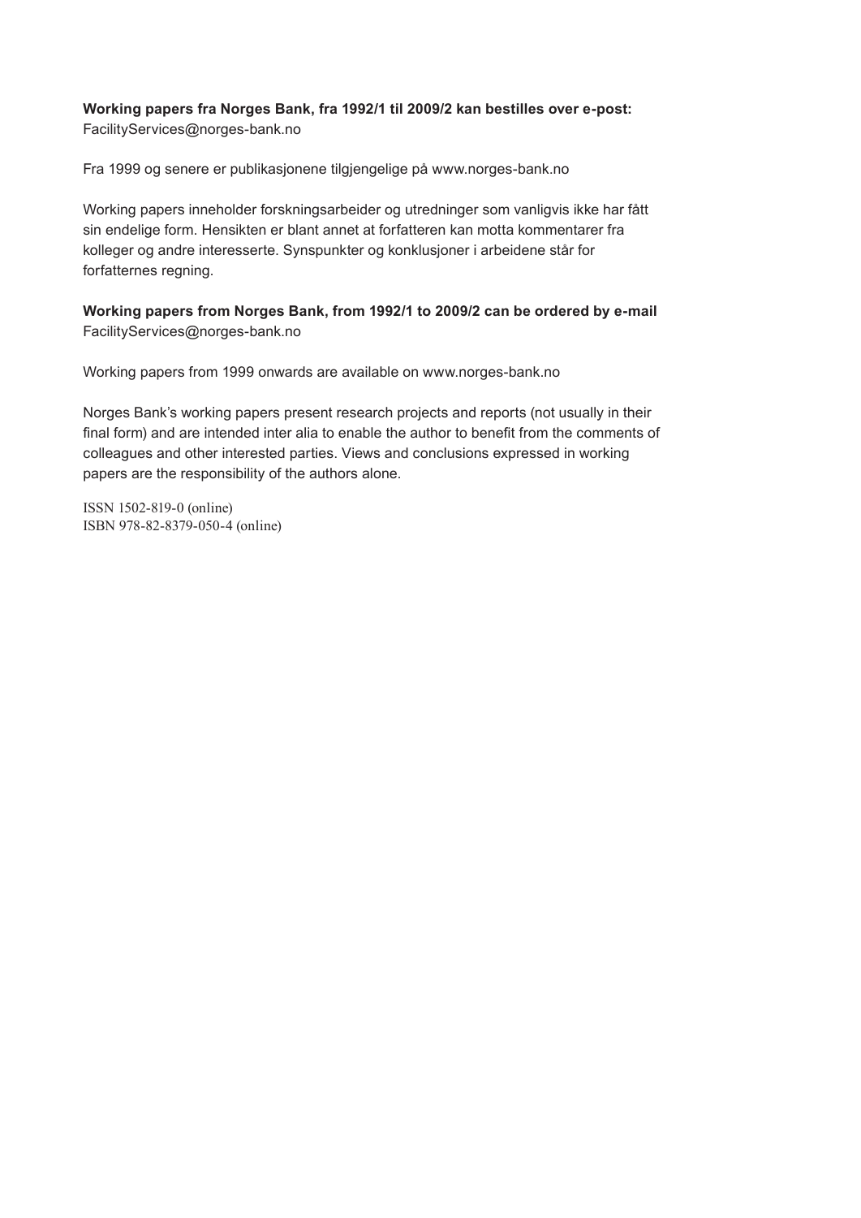**Working papers fra Norges Bank, fra 1992/1 til 2009/2 kan bestilles over e-post:**
FacilityServices@norges-bank.no

Fra 1999 og senere er publikasjonene tilgjengelige på www.norges-bank.no

Working papers inneholder forskningsarbeider og utredninger som vanligvis ikke har fått sin endelige form. Hensikten er blant annet at forfatteren kan motta kommentarer fra kolleger og andre interesserte. Synspunkter og konklusjoner i arbeidene står for forfatternes regning.

**Working papers from Norges Bank, from 1992/1 to 2009/2 can be ordered by e-mail**
FacilityServices@norges-bank.no

Working papers from 1999 onwards are available on www.norges-bank.no

Norges Bank's working papers present research projects and reports (not usually in their final form) and are intended inter alia to enable the author to benefit from the comments of colleagues and other interested parties. Views and conclusions expressed in working papers are the responsibility of the authors alone.

ISSN 1502-819-0 (online)
ISBN 978-82-8379-050-4 (online)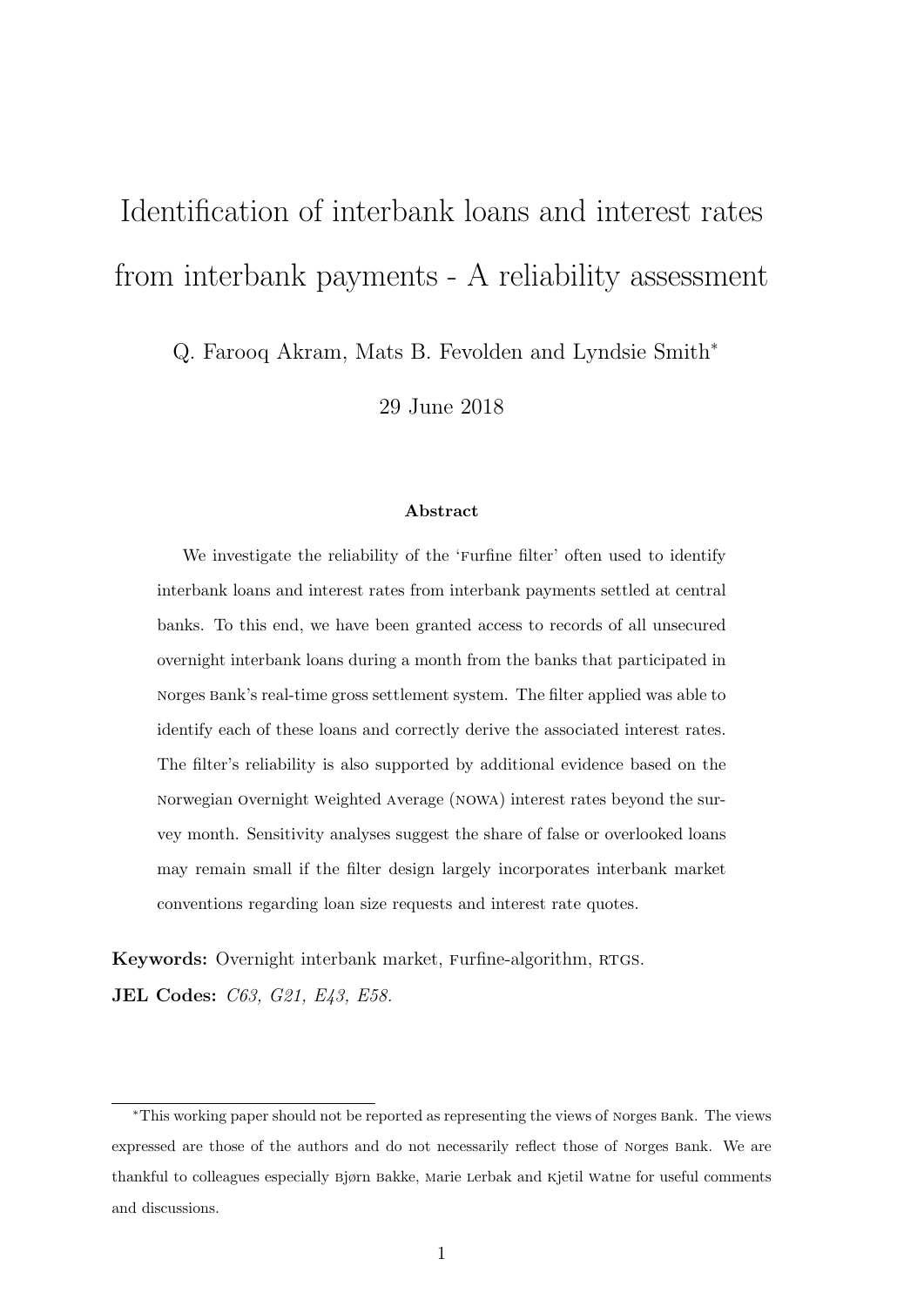# Identification of interbank loans and interest rates from interbank payments - A reliability assessment

Q. Farooq Akram, Mats B. Fevolden and Lyndsie Smith[*]

29 June 2018

### Abstract

We investigate the reliability of the 'Furfine filter' often used to identify interbank loans and interest rates from interbank payments settled at central banks. To this end, we have been granted access to records of all unsecured overnight interbank loans during a month from the banks that participated in Norges Bank's real-time gross settlement system. The filter applied was able to identify each of these loans and correctly derive the associated interest rates. The filter's reliability is also supported by additional evidence based on the Norwegian Overnight Weighted Average (NOWA) interest rates beyond the survey month. Sensitivity analyses suggest the share of false or overlooked loans may remain small if the filter design largely incorporates interbank market conventions regarding loan size requests and interest rate quotes.

**Keywords:** Overnight interbank market, Furfine-algorithm, RTGS.

**JEL Codes:** *C63, G21, E43, E58.*

---

[*] This working paper should not be reported as representing the views of Norges Bank. The views expressed are those of the authors and do not necessarily reflect those of Norges Bank. We are thankful to colleagues especially Bjørn Bakke, Marie Lerbak and Kjetil Watne for useful comments and discussions.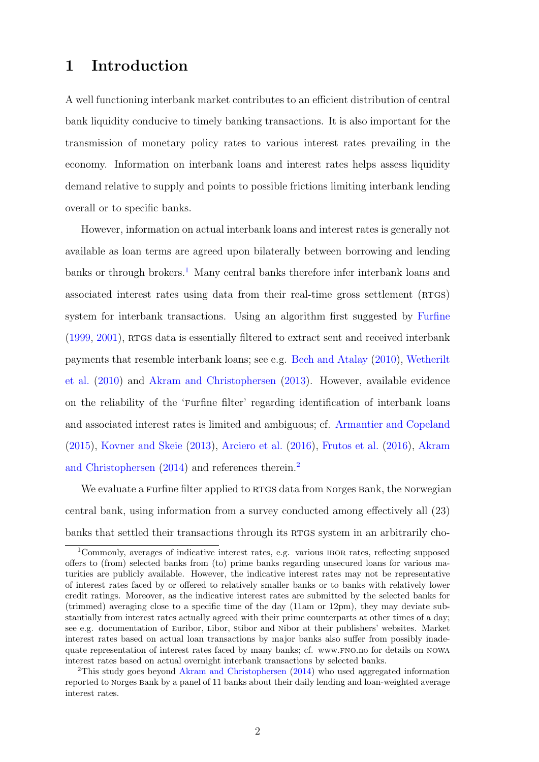# 1 Introduction

A well functioning interbank market contributes to an efficient distribution of central bank liquidity conducive to timely banking transactions. It is also important for the transmission of monetary policy rates to various interest rates prevailing in the economy. Information on interbank loans and interest rates helps assess liquidity demand relative to supply and points to possible frictions limiting interbank lending overall or to specific banks.

However, information on actual interbank loans and interest rates is generally not available as loan terms are agreed upon bilaterally between borrowing and lending banks or through brokers.[1] Many central banks therefore infer interbank loans and associated interest rates using data from their real-time gross settlement (RTGS) system for interbank transactions. Using an algorithm first suggested by Furfine (1999, 2001), RTGS data is essentially filtered to extract sent and received interbank payments that resemble interbank loans; see e.g. Bech and Atalay (2010), Wetherilt et al. (2010) and Akram and Christophersen (2013). However, available evidence on the reliability of the 'Furfine filter' regarding identification of interbank loans and associated interest rates is limited and ambiguous; cf. Armantier and Copeland (2015), Kovner and Skeie (2013), Arciero et al. (2016), Frutos et al. (2016), Akram and Christophersen (2014) and references therein.[2]

We evaluate a Furfine filter applied to RTGS data from Norges Bank, the Norwegian central bank, using information from a survey conducted among effectively all (23) banks that settled their transactions through its RTGS system in an arbitrarily cho-

[1] Commonly, averages of indicative interest rates, e.g. various IBOR rates, reflecting supposed offers to (from) selected banks from (to) prime banks regarding unsecured loans for various maturities are publicly available. However, the indicative interest rates may not be representative of interest rates faced by or offered to relatively smaller banks or to banks with relatively lower credit ratings. Moreover, as the indicative interest rates are submitted by the selected banks for (trimmed) averaging close to a specific time of the day (11am or 12pm), they may deviate substantially from interest rates actually agreed with their prime counterparts at other times of a day; see e.g. documentation of Euribor, Libor, Stibor and Nibor at their publishers' websites. Market interest rates based on actual loan transactions by major banks also suffer from possibly inadequate representation of interest rates faced by many banks; cf. www.FNO.no for details on NOWA interest rates based on actual overnight interbank transactions by selected banks.

[2] This study goes beyond Akram and Christophersen (2014) who used aggregated information reported to Norges Bank by a panel of 11 banks about their daily lending and loan-weighted average interest rates.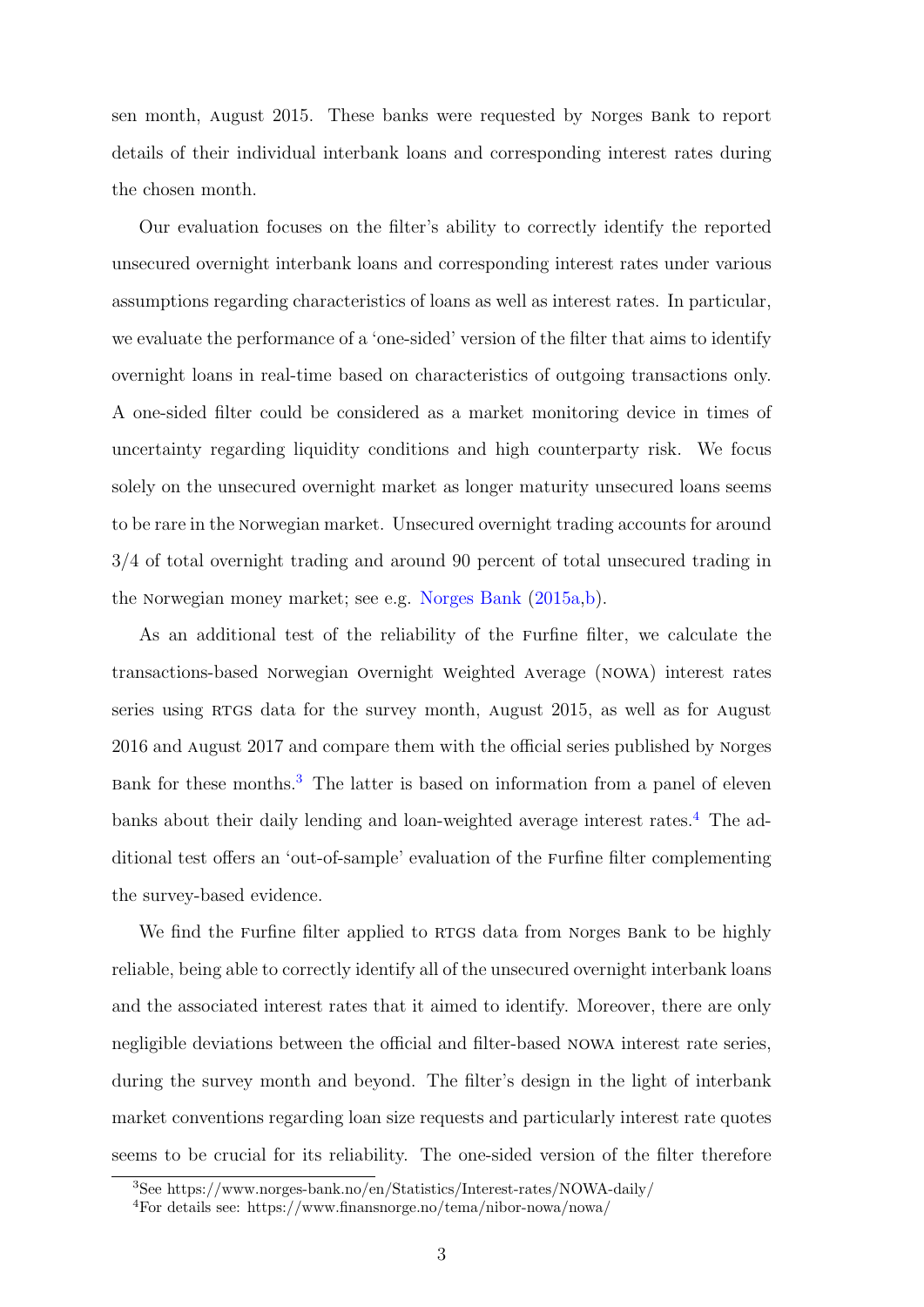sen month, August 2015. These banks were requested by Norges Bank to report details of their individual interbank loans and corresponding interest rates during the chosen month.

Our evaluation focuses on the filter's ability to correctly identify the reported unsecured overnight interbank loans and corresponding interest rates under various assumptions regarding characteristics of loans as well as interest rates. In particular, we evaluate the performance of a 'one-sided' version of the filter that aims to identify overnight loans in real-time based on characteristics of outgoing transactions only. A one-sided filter could be considered as a market monitoring device in times of uncertainty regarding liquidity conditions and high counterparty risk. We focus solely on the unsecured overnight market as longer maturity unsecured loans seems to be rare in the Norwegian market. Unsecured overnight trading accounts for around 3/4 of total overnight trading and around 90 percent of total unsecured trading in the Norwegian money market; see e.g. Norges Bank (2015a,b).

As an additional test of the reliability of the Furfine filter, we calculate the transactions-based Norwegian Overnight Weighted Average (NOWA) interest rates series using RTGS data for the survey month, August 2015, as well as for August 2016 and August 2017 and compare them with the official series published by Norges Bank for these months.[3] The latter is based on information from a panel of eleven banks about their daily lending and loan-weighted average interest rates.[4] The additional test offers an 'out-of-sample' evaluation of the Furfine filter complementing the survey-based evidence.

We find the Furfine filter applied to RTGS data from Norges Bank to be highly reliable, being able to correctly identify all of the unsecured overnight interbank loans and the associated interest rates that it aimed to identify. Moreover, there are only negligible deviations between the official and filter-based NOWA interest rate series, during the survey month and beyond. The filter's design in the light of interbank market conventions regarding loan size requests and particularly interest rate quotes seems to be crucial for its reliability. The one-sided version of the filter therefore

[3] See https://www.norges-bank.no/en/Statistics/Interest-rates/NOWA-daily/

[4] For details see: https://www.finansnorge.no/tema/nibor-nowa/nowa/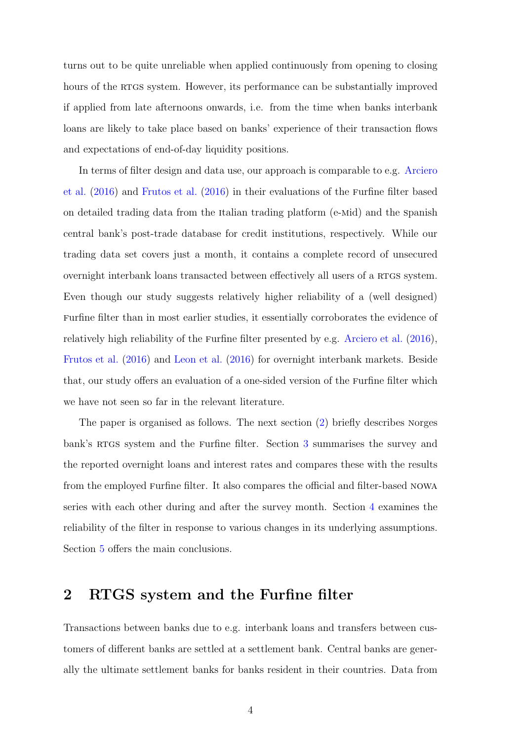turns out to be quite unreliable when applied continuously from opening to closing hours of the RTGS system. However, its performance can be substantially improved if applied from late afternoons onwards, i.e. from the time when banks interbank loans are likely to take place based on banks' experience of their transaction flows and expectations of end-of-day liquidity positions.

In terms of filter design and data use, our approach is comparable to e.g. Arciero et al. (2016) and Frutos et al. (2016) in their evaluations of the Furfine filter based on detailed trading data from the Italian trading platform (e-Mid) and the Spanish central bank's post-trade database for credit institutions, respectively. While our trading data set covers just a month, it contains a complete record of unsecured overnight interbank loans transacted between effectively all users of a RTGS system. Even though our study suggests relatively higher reliability of a (well designed) Furfine filter than in most earlier studies, it essentially corroborates the evidence of relatively high reliability of the Furfine filter presented by e.g. Arciero et al. (2016), Frutos et al. (2016) and Leon et al. (2016) for overnight interbank markets. Beside that, our study offers an evaluation of a one-sided version of the Furfine filter which we have not seen so far in the relevant literature.

The paper is organised as follows. The next section (2) briefly describes Norges bank's RTGS system and the Furfine filter. Section 3 summarises the survey and the reported overnight loans and interest rates and compares these with the results from the employed Furfine filter. It also compares the official and filter-based NOWA series with each other during and after the survey month. Section 4 examines the reliability of the filter in response to various changes in its underlying assumptions. Section 5 offers the main conclusions.

## 2 RTGS system and the Furfine filter

Transactions between banks due to e.g. interbank loans and transfers between customers of different banks are settled at a settlement bank. Central banks are generally the ultimate settlement banks for banks resident in their countries. Data from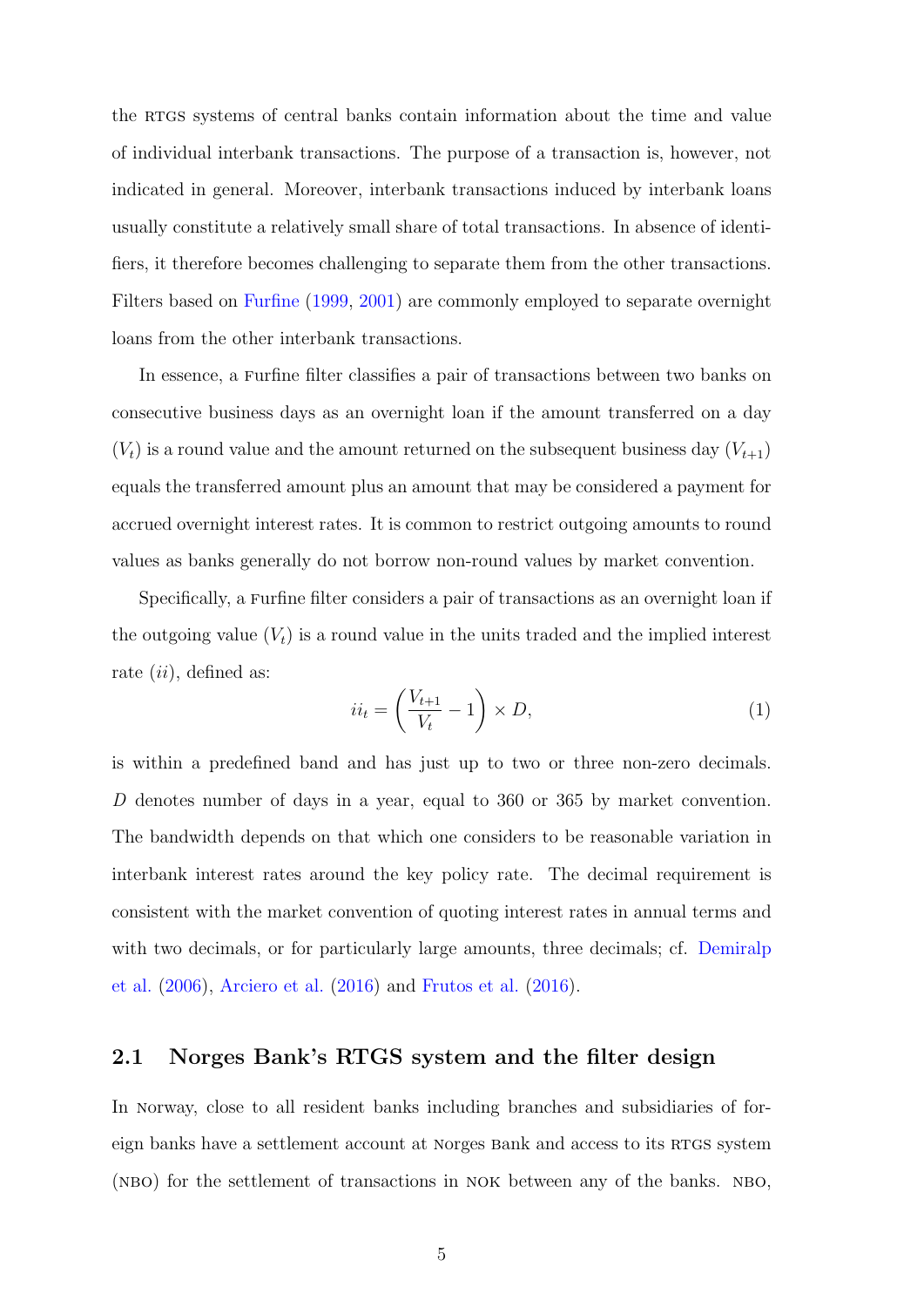the RTGS systems of central banks contain information about the time and value of individual interbank transactions. The purpose of a transaction is, however, not indicated in general. Moreover, interbank transactions induced by interbank loans usually constitute a relatively small share of total transactions. In absence of identifiers, it therefore becomes challenging to separate them from the other transactions. Filters based on Furfine (1999, 2001) are commonly employed to separate overnight loans from the other interbank transactions.

In essence, a Furfine filter classifies a pair of transactions between two banks on consecutive business days as an overnight loan if the amount transferred on a day ($V_t$) is a round value and the amount returned on the subsequent business day ($V_{t+1}$) equals the transferred amount plus an amount that may be considered a payment for accrued overnight interest rates. It is common to restrict outgoing amounts to round values as banks generally do not borrow non-round values by market convention.

Specifically, a Furfine filter considers a pair of transactions as an overnight loan if the outgoing value ($V_t$) is a round value in the units traded and the implied interest rate ($ii$), defined as:

$$ii_t = \left( \frac{V_{t+1}}{V_t} - 1 \right) \times D, \tag{1}$$

is within a predefined band and has just up to two or three non-zero decimals. $D$ denotes number of days in a year, equal to 360 or 365 by market convention. The bandwidth depends on that which one considers to be reasonable variation in interbank interest rates around the key policy rate. The decimal requirement is consistent with the market convention of quoting interest rates in annual terms and with two decimals, or for particularly large amounts, three decimals; cf. Demiralp et al. (2006), Arciero et al. (2016) and Frutos et al. (2016).

## 2.1 Norges Bank's RTGS system and the filter design

In Norway, close to all resident banks including branches and subsidiaries of foreign banks have a settlement account at Norges Bank and access to its RTGS system (NBO) for the settlement of transactions in NOK between any of the banks. NBO,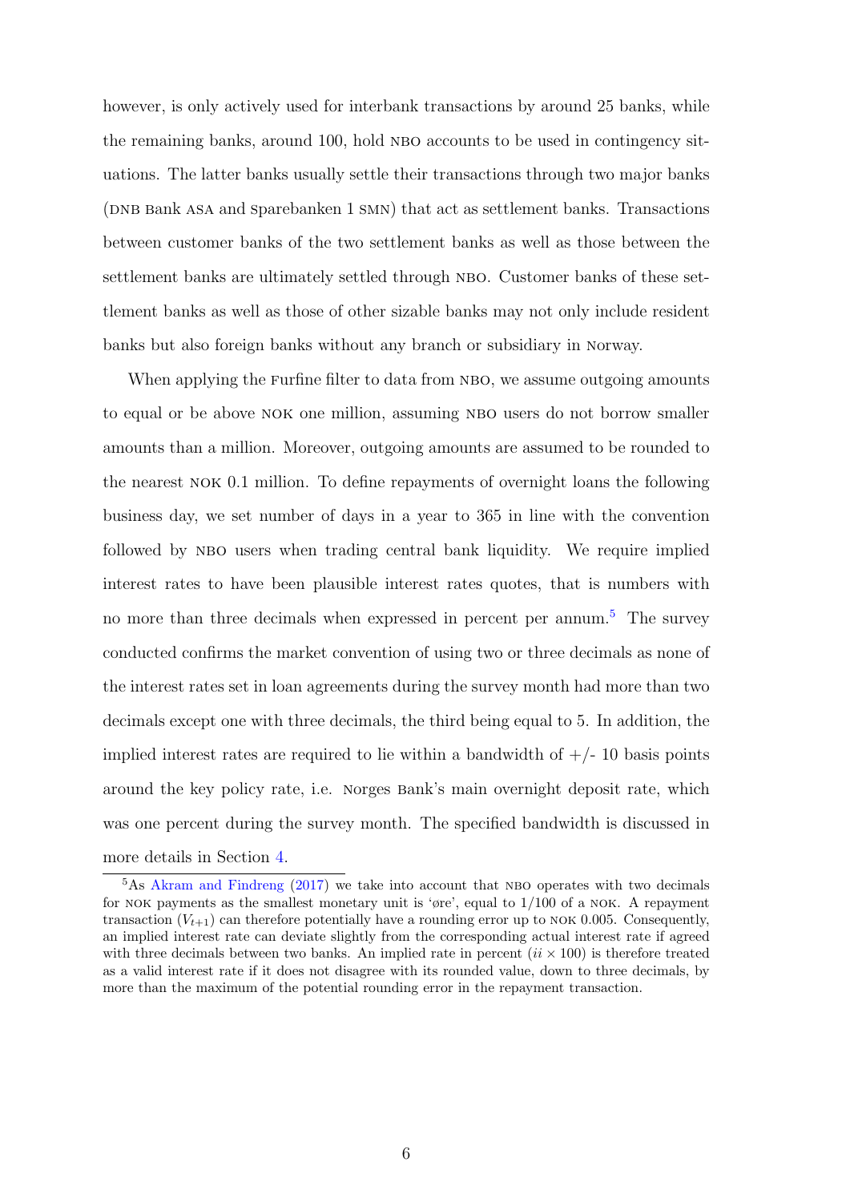however, is only actively used for interbank transactions by around 25 banks, while the remaining banks, around 100, hold NBO accounts to be used in contingency situations. The latter banks usually settle their transactions through two major banks (DNB Bank ASA and Sparebanken 1 SMN) that act as settlement banks. Transactions between customer banks of the two settlement banks as well as those between the settlement banks are ultimately settled through NBO. Customer banks of these settlement banks as well as those of other sizable banks may not only include resident banks but also foreign banks without any branch or subsidiary in Norway.

When applying the Furfine filter to data from NBO, we assume outgoing amounts to equal or be above NOK one million, assuming NBO users do not borrow smaller amounts than a million. Moreover, outgoing amounts are assumed to be rounded to the nearest NOK 0.1 million. To define repayments of overnight loans the following business day, we set number of days in a year to 365 in line with the convention followed by NBO users when trading central bank liquidity. We require implied interest rates to have been plausible interest rates quotes, that is numbers with no more than three decimals when expressed in percent per annum.[5] The survey conducted confirms the market convention of using two or three decimals as none of the interest rates set in loan agreements during the survey month had more than two decimals except one with three decimals, the third being equal to 5. In addition, the implied interest rates are required to lie within a bandwidth of +/- 10 basis points around the key policy rate, i.e. Norges Bank's main overnight deposit rate, which was one percent during the survey month. The specified bandwidth is discussed in more details in Section 4.

[5] As Akram and Findreng (2017) we take into account that NBO operates with two decimals for NOK payments as the smallest monetary unit is 'øre', equal to 1/100 of a NOK. A repayment transaction ($V_{t+1}$) can therefore potentially have a rounding error up to NOK 0.005. Consequently, an implied interest rate can deviate slightly from the corresponding actual interest rate if agreed with three decimals between two banks. An implied rate in percent ($ii \times 100$) is therefore treated as a valid interest rate if it does not disagree with its rounded value, down to three decimals, by more than the maximum of the potential rounding error in the repayment transaction.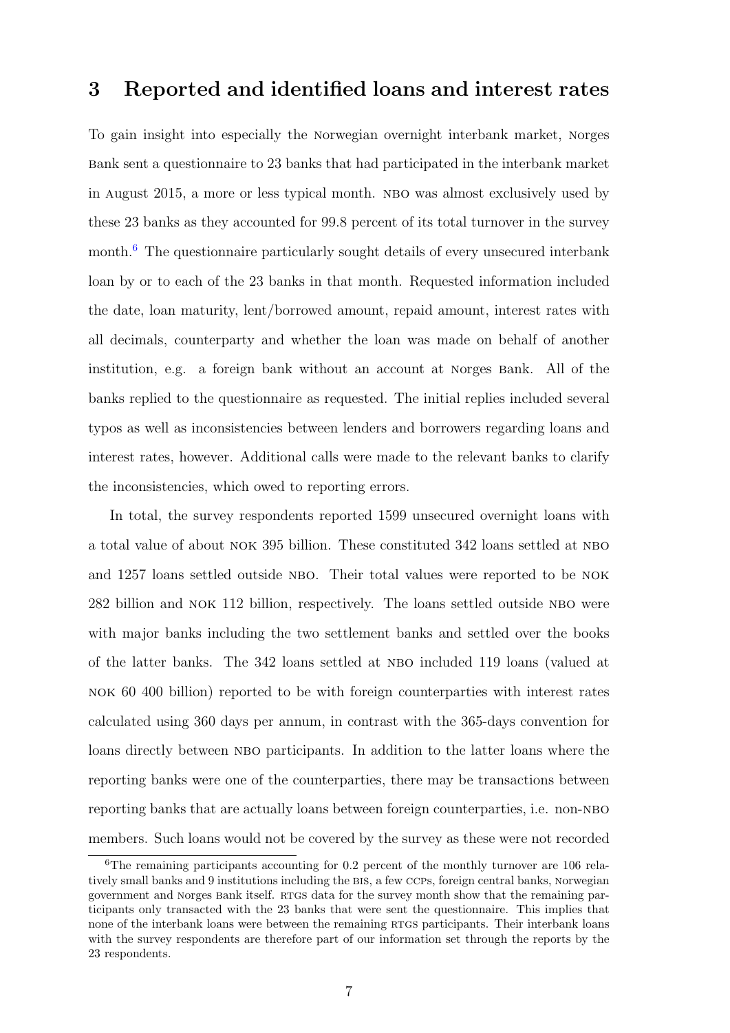## 3 Reported and identified loans and interest rates

To gain insight into especially the Norwegian overnight interbank market, Norges Bank sent a questionnaire to 23 banks that had participated in the interbank market in August 2015, a more or less typical month. NBO was almost exclusively used by these 23 banks as they accounted for 99.8 percent of its total turnover in the survey month.[6] The questionnaire particularly sought details of every unsecured interbank loan by or to each of the 23 banks in that month. Requested information included the date, loan maturity, lent/borrowed amount, repaid amount, interest rates with all decimals, counterparty and whether the loan was made on behalf of another institution, e.g. a foreign bank without an account at Norges Bank. All of the banks replied to the questionnaire as requested. The initial replies included several typos as well as inconsistencies between lenders and borrowers regarding loans and interest rates, however. Additional calls were made to the relevant banks to clarify the inconsistencies, which owed to reporting errors.

In total, the survey respondents reported 1599 unsecured overnight loans with a total value of about NOK 395 billion. These constituted 342 loans settled at NBO and 1257 loans settled outside NBO. Their total values were reported to be NOK 282 billion and NOK 112 billion, respectively. The loans settled outside NBO were with major banks including the two settlement banks and settled over the books of the latter banks. The 342 loans settled at NBO included 119 loans (valued at NOK 60 400 billion) reported to be with foreign counterparties with interest rates calculated using 360 days per annum, in contrast with the 365-days convention for loans directly between NBO participants. In addition to the latter loans where the reporting banks were one of the counterparties, there may be transactions between reporting banks that are actually loans between foreign counterparties, i.e. non-NBO members. Such loans would not be covered by the survey as these were not recorded

[6] The remaining participants accounting for 0.2 percent of the monthly turnover are 106 relatively small banks and 9 institutions including the BIS, a few CCPs, foreign central banks, Norwegian government and Norges Bank itself. RTGS data for the survey month show that the remaining participants only transacted with the 23 banks that were sent the questionnaire. This implies that none of the interbank loans were between the remaining RTGS participants. Their interbank loans with the survey respondents are therefore part of our information set through the reports by the 23 respondents.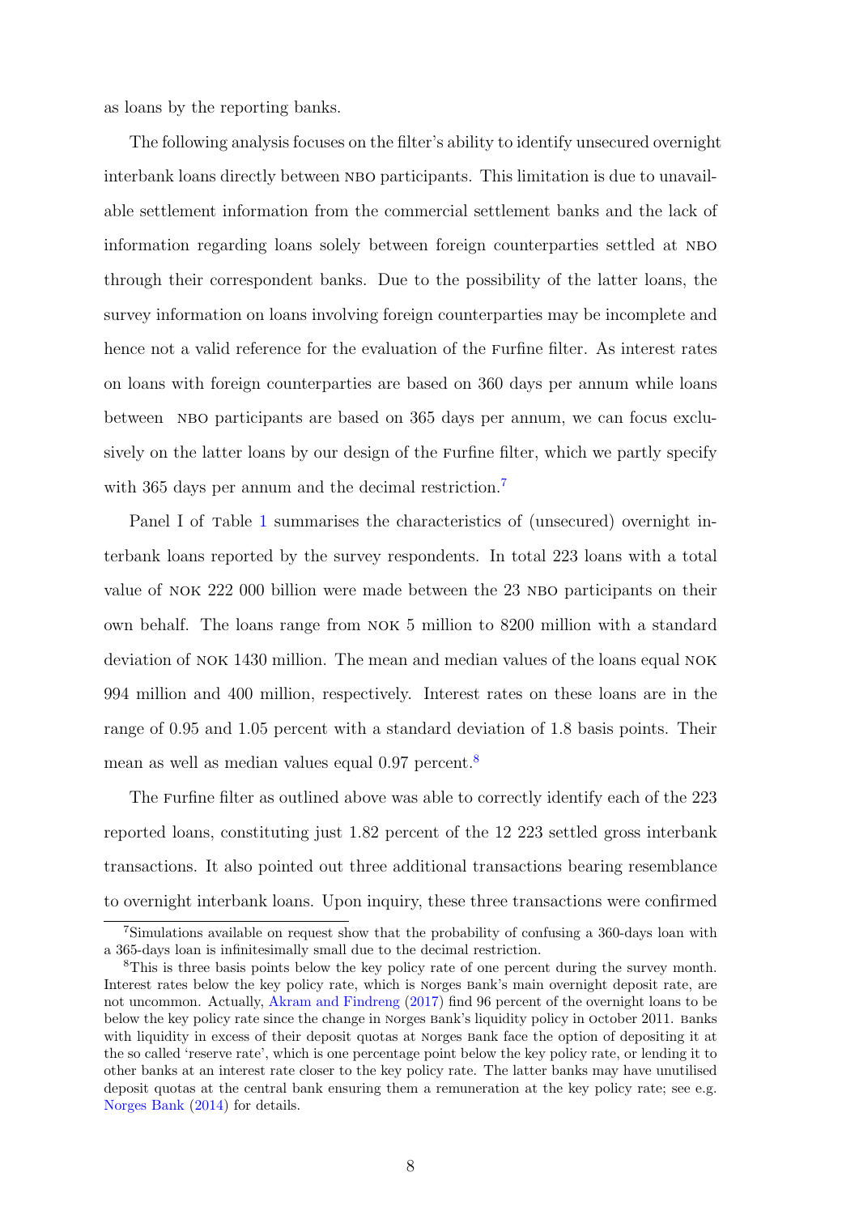as loans by the reporting banks.

The following analysis focuses on the filter's ability to identify unsecured overnight interbank loans directly between NBO participants. This limitation is due to unavailable settlement information from the commercial settlement banks and the lack of information regarding loans solely between foreign counterparties settled at NBO through their correspondent banks. Due to the possibility of the latter loans, the survey information on loans involving foreign counterparties may be incomplete and hence not a valid reference for the evaluation of the Furfine filter. As interest rates on loans with foreign counterparties are based on 360 days per annum while loans between NBO participants are based on 365 days per annum, we can focus exclusively on the latter loans by our design of the Furfine filter, which we partly specify with 365 days per annum and the decimal restriction.[7]

Panel I of Table 1 summarises the characteristics of (unsecured) overnight interbank loans reported by the survey respondents. In total 223 loans with a total value of NOK 222 000 billion were made between the 23 NBO participants on their own behalf. The loans range from NOK 5 million to 8200 million with a standard deviation of NOK 1430 million. The mean and median values of the loans equal NOK 994 million and 400 million, respectively. Interest rates on these loans are in the range of 0.95 and 1.05 percent with a standard deviation of 1.8 basis points. Their mean as well as median values equal 0.97 percent.[8]

The Furfine filter as outlined above was able to correctly identify each of the 223 reported loans, constituting just 1.82 percent of the 12 223 settled gross interbank transactions. It also pointed out three additional transactions bearing resemblance to overnight interbank loans. Upon inquiry, these three transactions were confirmed

[7] Simulations available on request show that the probability of confusing a 360-days loan with a 365-days loan is infinitesimally small due to the decimal restriction.

[8] This is three basis points below the key policy rate of one percent during the survey month. Interest rates below the key policy rate, which is Norges Bank's main overnight deposit rate, are not uncommon. Actually, Akram and Findreng (2017) find 96 percent of the overnight loans to be below the key policy rate since the change in Norges Bank's liquidity policy in October 2011. Banks with liquidity in excess of their deposit quotas at Norges Bank face the option of depositing it at the so called 'reserve rate', which is one percentage point below the key policy rate, or lending it to other banks at an interest rate closer to the key policy rate. The latter banks may have unutilised deposit quotas at the central bank ensuring them a remuneration at the key policy rate; see e.g. Norges Bank (2014) for details.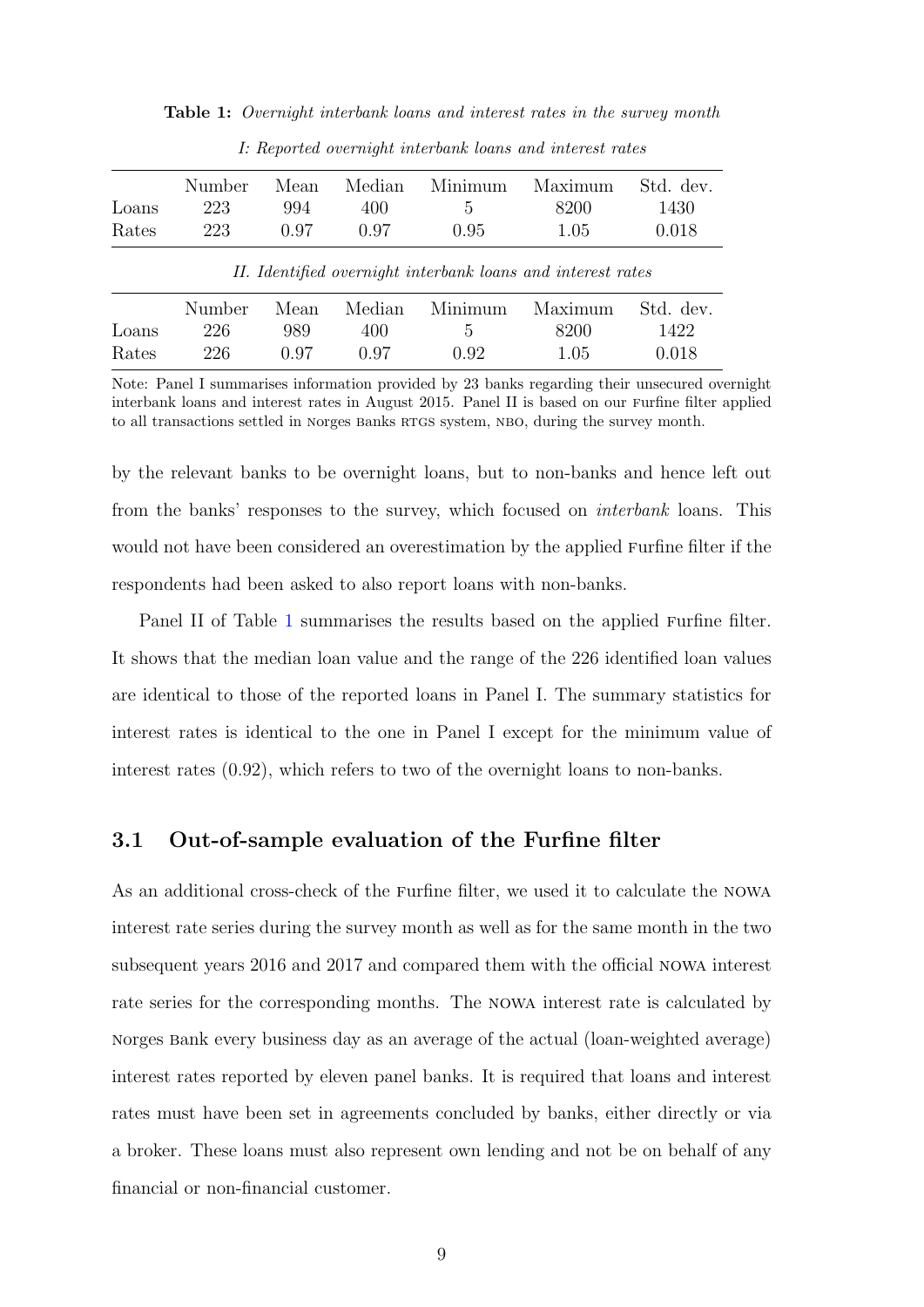**Table 1:** *Overnight interbank loans and interest rates in the survey month*

*I: Reported overnight interbank loans and interest rates*

| | Number | Mean | Median | Minimum | Maximum | Std. dev. |
|---|---|---|---|---|---|---|
| Loans | 223 | 994 | 400 | 5 | 8200 | 1430 |
| Rates | 223 | 0.97 | 0.97 | 0.95 | 1.05 | 0.018 |

*II. Identified overnight interbank loans and interest rates*

| | Number | Mean | Median | Minimum | Maximum | Std. dev. |
|---|---|---|---|---|---|---|
| Loans | 226 | 989 | 400 | 5 | 8200 | 1422 |
| Rates | 226 | 0.97 | 0.97 | 0.92 | 1.05 | 0.018 |

Note: Panel I summarises information provided by 23 banks regarding their unsecured overnight interbank loans and interest rates in August 2015. Panel II is based on our Furfine filter applied to all transactions settled in Norges Banks RTGS system, NBO, during the survey month.

by the relevant banks to be overnight loans, but to non-banks and hence left out from the banks' responses to the survey, which focused on *interbank* loans. This would not have been considered an overestimation by the applied Furfine filter if the respondents had been asked to also report loans with non-banks.

Panel II of Table 1 summarises the results based on the applied Furfine filter. It shows that the median loan value and the range of the 226 identified loan values are identical to those of the reported loans in Panel I. The summary statistics for interest rates is identical to the one in Panel I except for the minimum value of interest rates (0.92), which refers to two of the overnight loans to non-banks.

## 3.1 Out-of-sample evaluation of the Furfine filter

As an additional cross-check of the Furfine filter, we used it to calculate the NOWA interest rate series during the survey month as well as for the same month in the two subsequent years 2016 and 2017 and compared them with the official NOWA interest rate series for the corresponding months. The NOWA interest rate is calculated by Norges Bank every business day as an average of the actual (loan-weighted average) interest rates reported by eleven panel banks. It is required that loans and interest rates must have been set in agreements concluded by banks, either directly or via a broker. These loans must also represent own lending and not be on behalf of any financial or non-financial customer.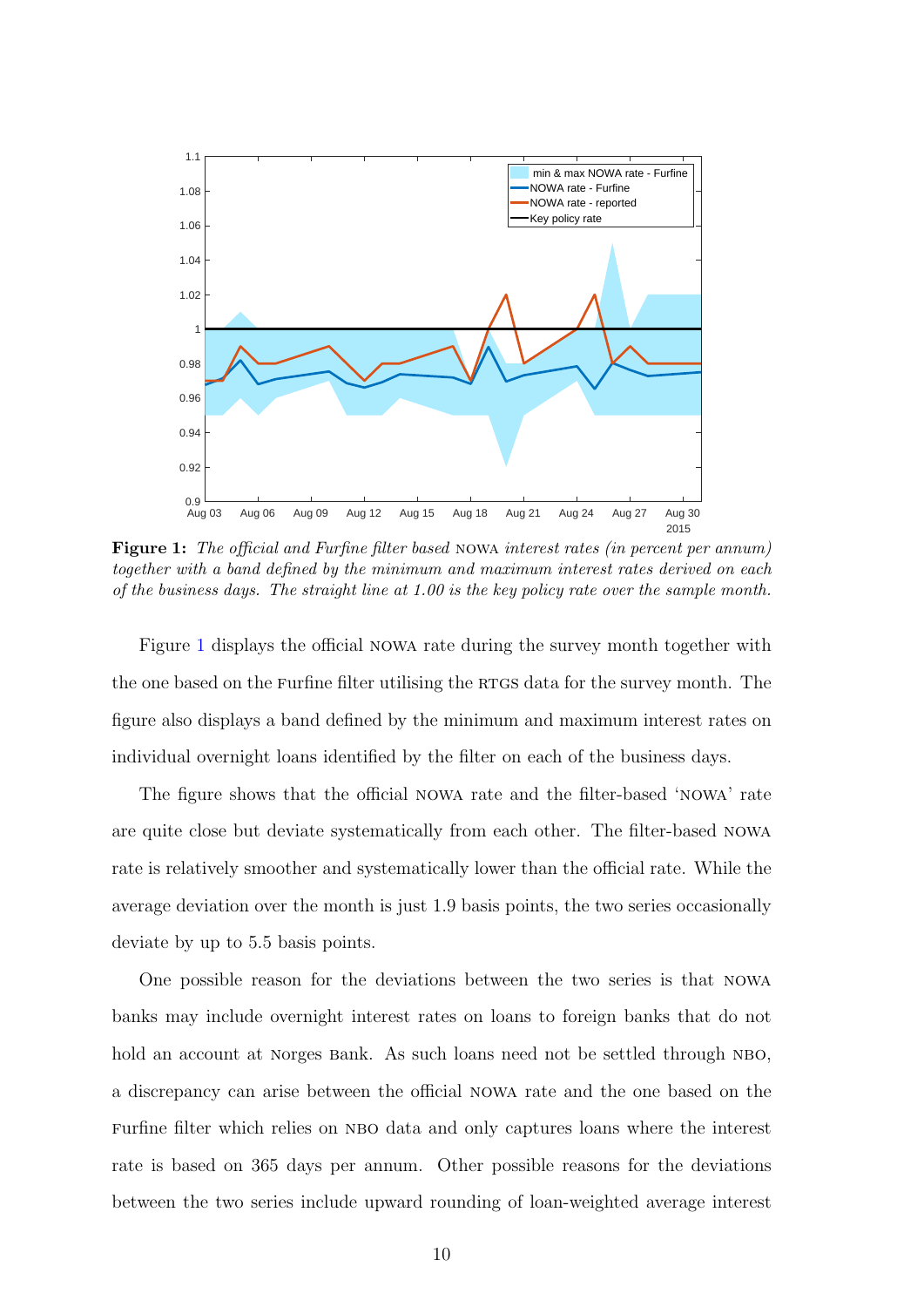**Figure 1:** *The official and Furfine filter based* NOWA *interest rates (in percent per annum) together with a band defined by the minimum and maximum interest rates derived on each of the business days. The straight line at 1.00 is the key policy rate over the sample month.*

Figure 1 displays the official NOWA rate during the survey month together with the one based on the Furfine filter utilising the RTGS data for the survey month. The figure also displays a band defined by the minimum and maximum interest rates on individual overnight loans identified by the filter on each of the business days.

The figure shows that the official NOWA rate and the filter-based 'NOWA' rate are quite close but deviate systematically from each other. The filter-based NOWA rate is relatively smoother and systematically lower than the official rate. While the average deviation over the month is just 1.9 basis points, the two series occasionally deviate by up to 5.5 basis points.

One possible reason for the deviations between the two series is that NOWA banks may include overnight interest rates on loans to foreign banks that do not hold an account at Norges Bank. As such loans need not be settled through NBO, a discrepancy can arise between the official NOWA rate and the one based on the Furfine filter which relies on NBO data and only captures loans where the interest rate is based on 365 days per annum. Other possible reasons for the deviations between the two series include upward rounding of loan-weighted average interest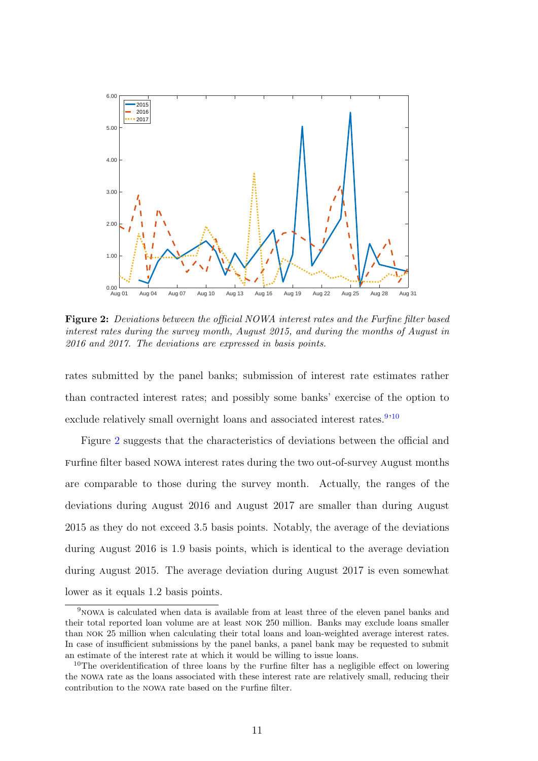**Figure 2:** *Deviations between the official NOWA interest rates and the Furfine filter based interest rates during the survey month, August 2015, and during the months of August in 2016 and 2017. The deviations are expressed in basis points.*

rates submitted by the panel banks; submission of interest rate estimates rather than contracted interest rates; and possibly some banks' exercise of the option to exclude relatively small overnight loans and associated interest rates.[9,10]

Figure 2 suggests that the characteristics of deviations between the official and Furfine filter based NOWA interest rates during the two out-of-survey August months are comparable to those during the survey month. Actually, the ranges of the deviations during August 2016 and August 2017 are smaller than during August 2015 as they do not exceed 3.5 basis points. Notably, the average of the deviations during August 2016 is 1.9 basis points, which is identical to the average deviation during August 2015. The average deviation during August 2017 is even somewhat lower as it equals 1.2 basis points.

---

[9] NOWA is calculated when data is available from at least three of the eleven panel banks and their total reported loan volume are at least NOK 250 million. Banks may exclude loans smaller than NOK 25 million when calculating their total loans and loan-weighted average interest rates. In case of insufficient submissions by the panel banks, a panel bank may be requested to submit an estimate of the interest rate at which it would be willing to issue loans.

[10] The overidentification of three loans by the Furfine filter has a negligible effect on lowering the NOWA rate as the loans associated with these interest rate are relatively small, reducing their contribution to the NOWA rate based on the Furfine filter.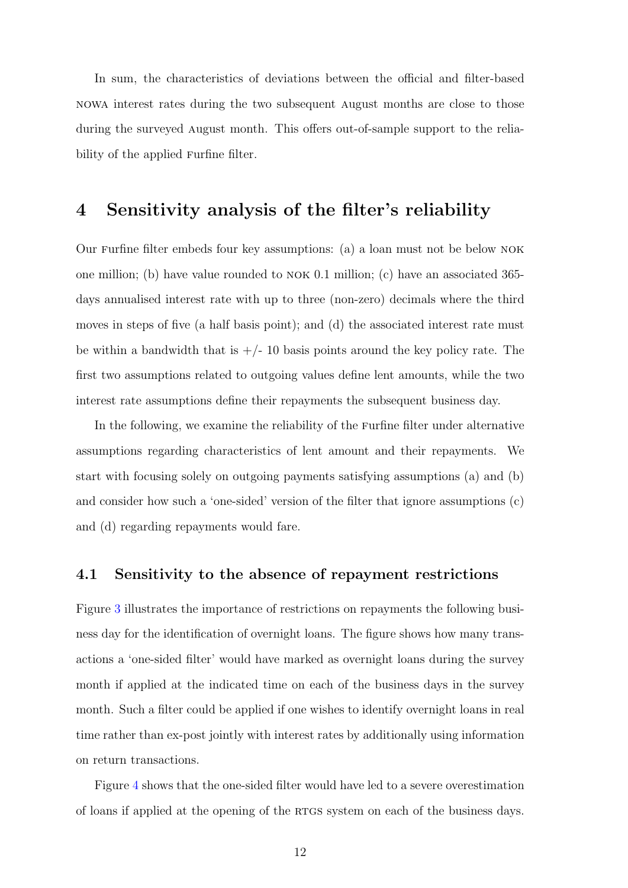In sum, the characteristics of deviations between the official and filter-based NOWA interest rates during the two subsequent August months are close to those during the surveyed August month. This offers out-of-sample support to the reliability of the applied Furfine filter.

# 4 Sensitivity analysis of the filter's reliability

Our Furfine filter embeds four key assumptions: (a) a loan must not be below NOK one million; (b) have value rounded to NOK 0.1 million; (c) have an associated 365-days annualised interest rate with up to three (non-zero) decimals where the third moves in steps of five (a half basis point); and (d) the associated interest rate must be within a bandwidth that is +/- 10 basis points around the key policy rate. The first two assumptions related to outgoing values define lent amounts, while the two interest rate assumptions define their repayments the subsequent business day.

In the following, we examine the reliability of the Furfine filter under alternative assumptions regarding characteristics of lent amount and their repayments. We start with focusing solely on outgoing payments satisfying assumptions (a) and (b) and consider how such a 'one-sided' version of the filter that ignore assumptions (c) and (d) regarding repayments would fare.

## 4.1 Sensitivity to the absence of repayment restrictions

Figure 3 illustrates the importance of restrictions on repayments the following business day for the identification of overnight loans. The figure shows how many transactions a 'one-sided filter' would have marked as overnight loans during the survey month if applied at the indicated time on each of the business days in the survey month. Such a filter could be applied if one wishes to identify overnight loans in real time rather than ex-post jointly with interest rates by additionally using information on return transactions.

Figure 4 shows that the one-sided filter would have led to a severe overestimation of loans if applied at the opening of the RTGS system on each of the business days.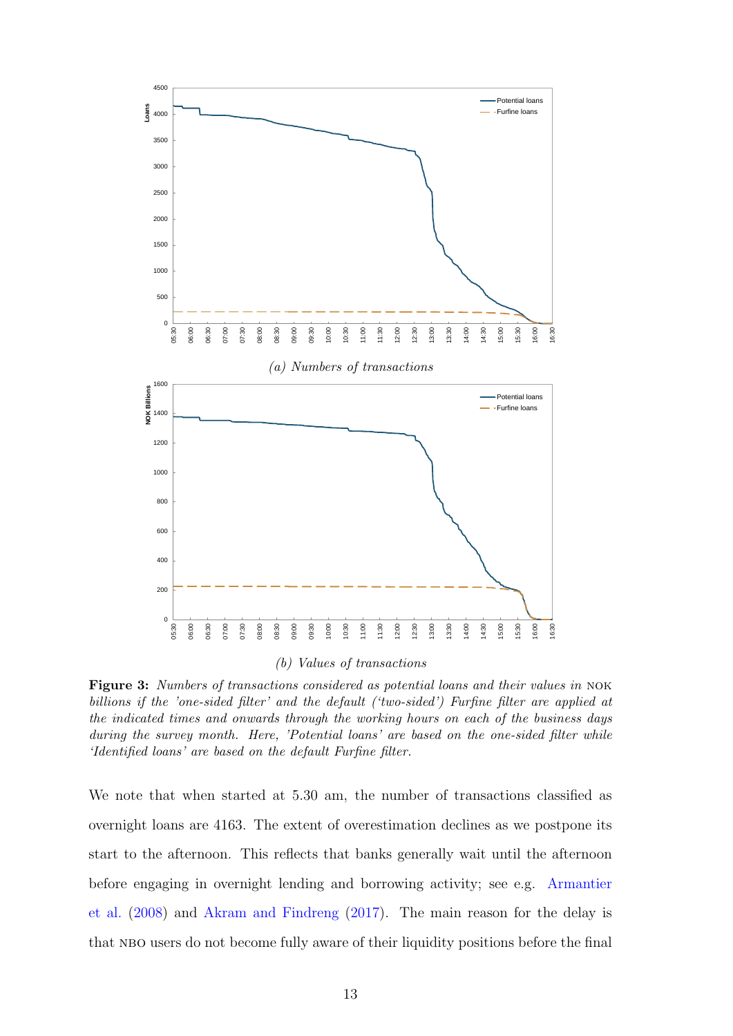*(a) Numbers of transactions*

*(b) Values of transactions*

**Figure 3:** *Numbers of transactions considered as potential loans and their values in* NOK *billions if the 'one-sided filter' and the default ('two-sided') Furfine filter are applied at the indicated times and onwards through the working hours on each of the business days during the survey month. Here, 'Potential loans' are based on the one-sided filter while 'Identified loans' are based on the default Furfine filter.*

We note that when started at 5.30 am, the number of transactions classified as overnight loans are 4163. The extent of overestimation declines as we postpone its start to the afternoon. This reflects that banks generally wait until the afternoon before engaging in overnight lending and borrowing activity; see e.g. Armantier et al. (2008) and Akram and Findreng (2017). The main reason for the delay is that NBO users do not become fully aware of their liquidity positions before the final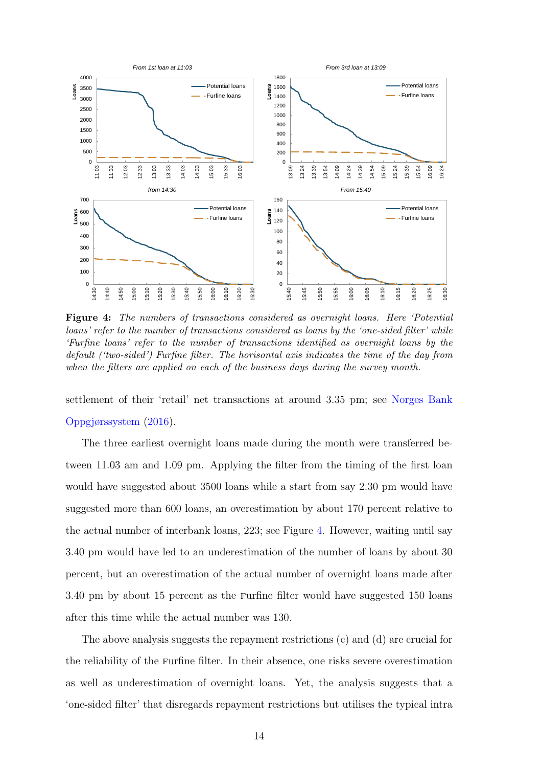**Figure 4:** *The numbers of transactions considered as overnight loans. Here 'Potential loans' refer to the number of transactions considered as loans by the 'one-sided filter' while 'Furfine loans' refer to the number of transactions identified as overnight loans by the default ('two-sided') Furfine filter. The horisontal axis indicates the time of the day from when the filters are applied on each of the business days during the survey month.*

settlement of their 'retail' net transactions at around 3.35 pm; see Norges Bank Oppgjørssystem (2016).

The three earliest overnight loans made during the month were transferred between 11.03 am and 1.09 pm. Applying the filter from the timing of the first loan would have suggested about 3500 loans while a start from say 2.30 pm would have suggested more than 600 loans, an overestimation by about 170 percent relative to the actual number of interbank loans, 223; see Figure 4. However, waiting until say 3.40 pm would have led to an underestimation of the number of loans by about 30 percent, but an overestimation of the actual number of overnight loans made after 3.40 pm by about 15 percent as the Furfine filter would have suggested 150 loans after this time while the actual number was 130.

The above analysis suggests the repayment restrictions (c) and (d) are crucial for the reliability of the Furfine filter. In their absence, one risks severe overestimation as well as underestimation of overnight loans. Yet, the analysis suggests that a 'one-sided filter' that disregards repayment restrictions but utilises the typical intra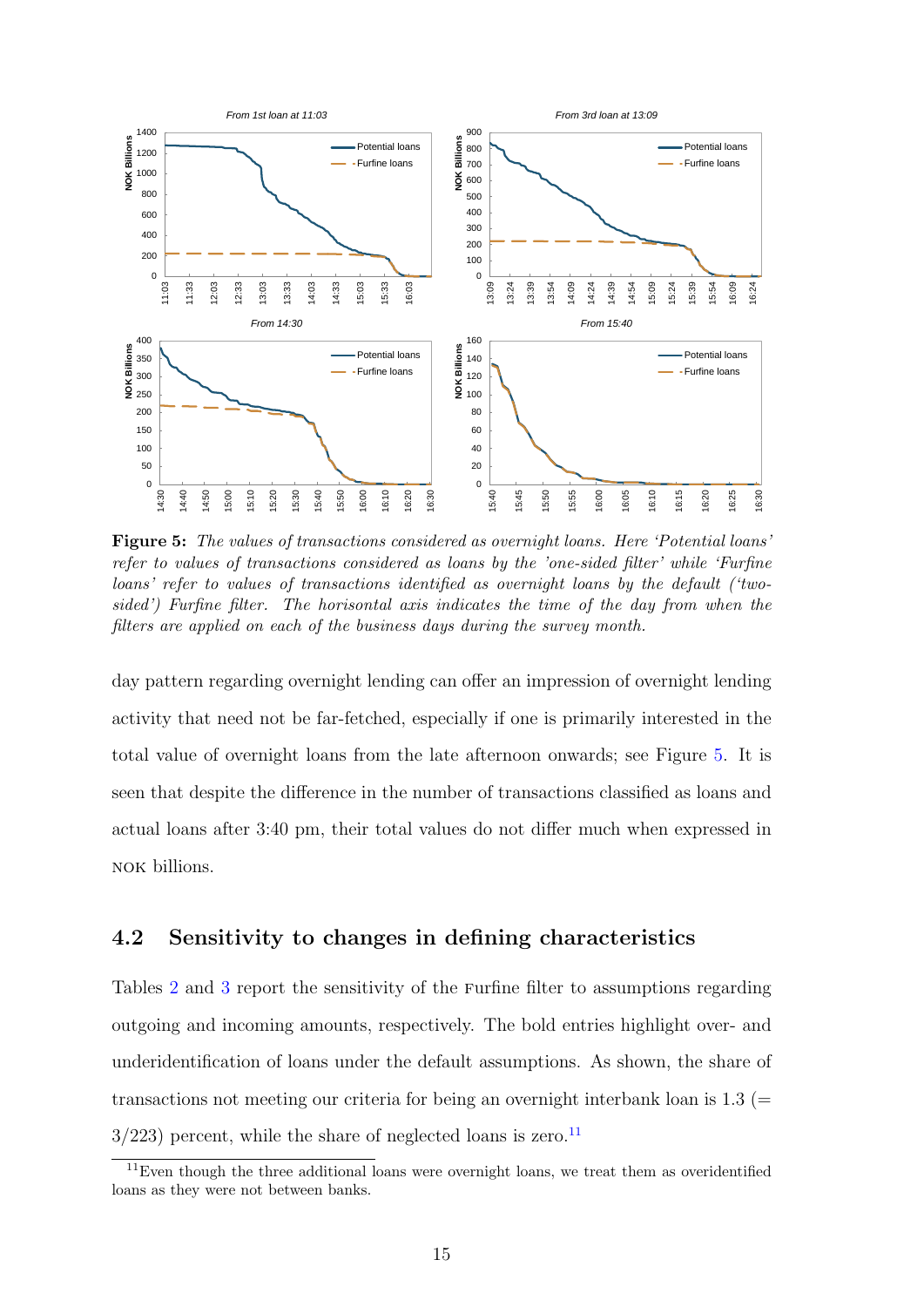Figure 5: *The values of transactions considered as overnight loans. Here 'Potential loans' refer to values of transactions considered as loans by the 'one-sided filter' while 'Furfine loans' refer to values of transactions identified as overnight loans by the default ('two-sided') Furfine filter. The horisontal axis indicates the time of the day from when the filters are applied on each of the business days during the survey month.*

day pattern regarding overnight lending can offer an impression of overnight lending activity that need not be far-fetched, especially if one is primarily interested in the total value of overnight loans from the late afternoon onwards; see Figure 5. It is seen that despite the difference in the number of transactions classified as loans and actual loans after 3:40 pm, their total values do not differ much when expressed in NOK billions.

## 4.2 Sensitivity to changes in defining characteristics

Tables 2 and 3 report the sensitivity of the Furfine filter to assumptions regarding outgoing and incoming amounts, respectively. The bold entries highlight over- and underidentification of loans under the default assumptions. As shown, the share of transactions not meeting our criteria for being an overnight interbank loan is 1.3 (= 3/223) percent, while the share of neglected loans is zero.[11]

[11] Even though the three additional loans were overnight loans, we treat them as overidentified loans as they were not between banks.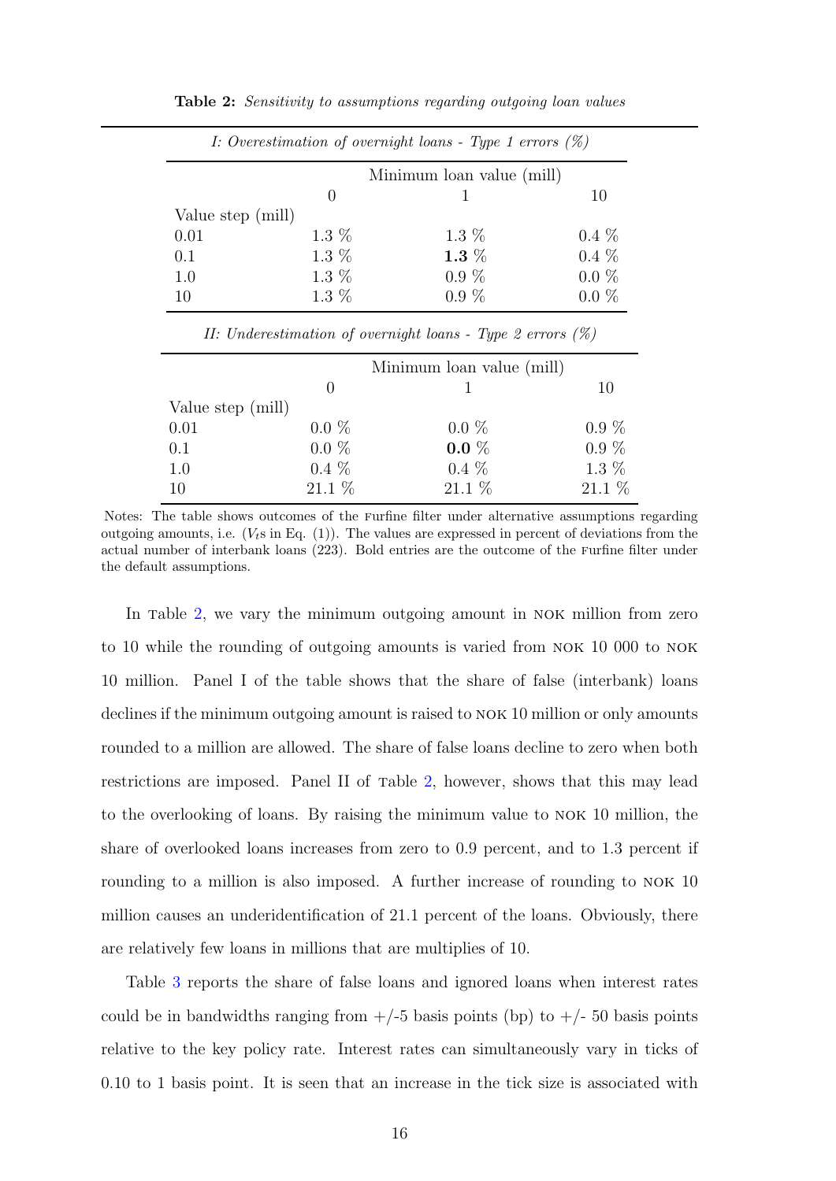**Table 2:** *Sensitivity to assumptions regarding outgoing loan values*

*I: Overestimation of overnight loans - Type 1 errors (%)*

| | Minimum loan value (mill) | | |
|---|---|---|---|
| | 0 | 1 | 10 |
| Value step (mill) | | | |
| 0.01 | 1.3 % | 1.3 % | 0.4 % |
| 0.1 | 1.3 % | **1.3** % | 0.4 % |
| 1.0 | 1.3 % | 0.9 % | 0.0 % |
| 10 | 1.3 % | 0.9 % | 0.0 % |

*II: Underestimation of overnight loans - Type 2 errors (%)*

| | Minimum loan value (mill) | | |
|---|---|---|---|
| | 0 | 1 | 10 |
| Value step (mill) | | | |
| 0.01 | 0.0 % | 0.0 % | 0.9 % |
| 0.1 | 0.0 % | **0.0** % | 0.9 % |
| 1.0 | 0.4 % | 0.4 % | 1.3 % |
| 10 | 21.1 % | 21.1 % | 21.1 % |

Notes: The table shows outcomes of the Furfine filter under alternative assumptions regarding outgoing amounts, i.e. ($V_t$s in Eq. (1)). The values are expressed in percent of deviations from the actual number of interbank loans (223). Bold entries are the outcome of the Furfine filter under the default assumptions.

In Table 2, we vary the minimum outgoing amount in NOK million from zero to 10 while the rounding of outgoing amounts is varied from NOK 10 000 to NOK 10 million. Panel I of the table shows that the share of false (interbank) loans declines if the minimum outgoing amount is raised to NOK 10 million or only amounts rounded to a million are allowed. The share of false loans decline to zero when both restrictions are imposed. Panel II of Table 2, however, shows that this may lead to the overlooking of loans. By raising the minimum value to NOK 10 million, the share of overlooked loans increases from zero to 0.9 percent, and to 1.3 percent if rounding to a million is also imposed. A further increase of rounding to NOK 10 million causes an underidentification of 21.1 percent of the loans. Obviously, there are relatively few loans in millions that are multiples of 10.

Table 3 reports the share of false loans and ignored loans when interest rates could be in bandwidths ranging from +/-5 basis points (bp) to +/- 50 basis points relative to the key policy rate. Interest rates can simultaneously vary in ticks of 0.10 to 1 basis point. It is seen that an increase in the tick size is associated with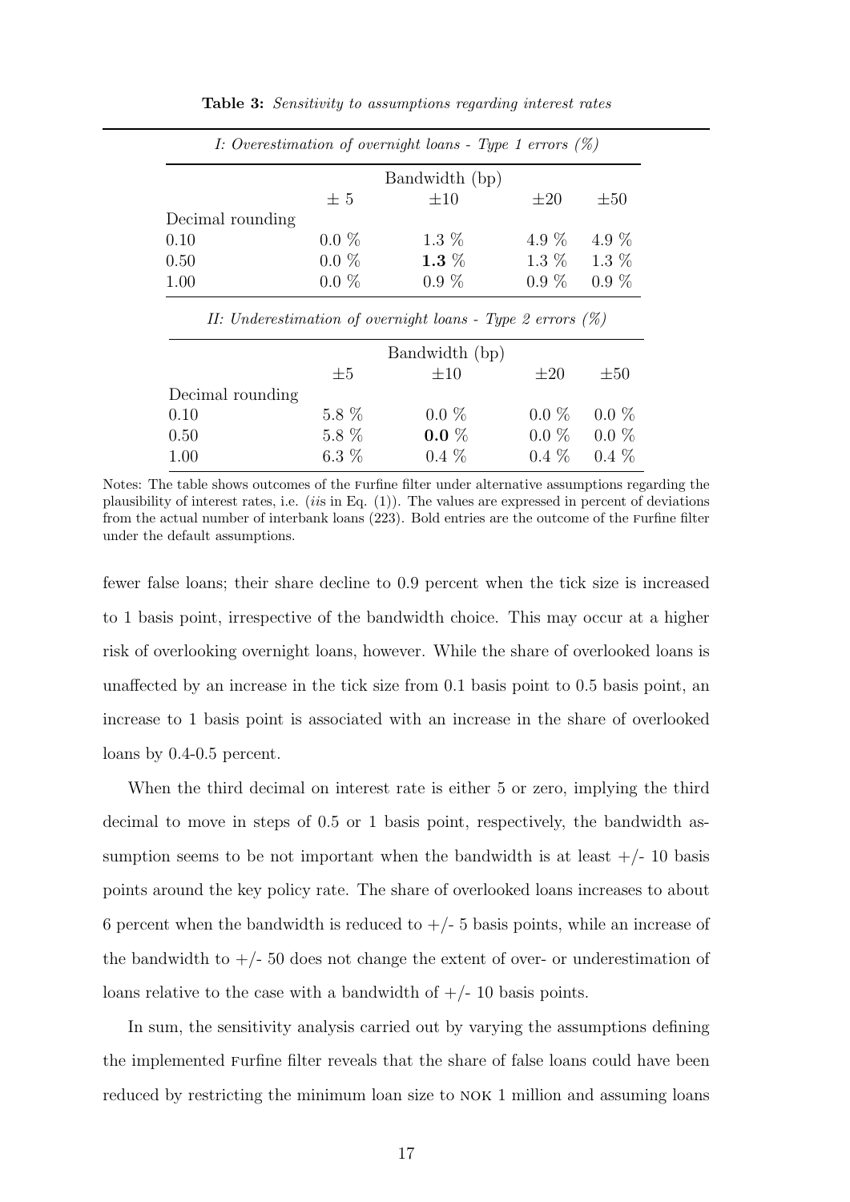**Table 3:** *Sensitivity to assumptions regarding interest rates*

| *I: Overestimation of overnight loans - Type 1 errors (%)* | | | | |
|---|---|---|---|---|
| | Bandwidth (bp) | | | |
| | $\pm$ 5 | $\pm$10 | $\pm$20 | $\pm$50 |
| Decimal rounding | | | | |
| 0.10 | 0.0 % | 1.3 % | 4.9 % | 4.9 % |
| 0.50 | 0.0 % | **1.3** % | 1.3 % | 1.3 % |
| 1.00 | 0.0 % | 0.9 % | 0.9 % | 0.9 % |

| *II: Underestimation of overnight loans - Type 2 errors (%)* | | | | |
|---|---|---|---|---|
| | Bandwidth (bp) | | | |
| | $\pm$5 | $\pm$10 | $\pm$20 | $\pm$50 |
| Decimal rounding | | | | |
| 0.10 | 5.8 % | 0.0 % | 0.0 % | 0.0 % |
| 0.50 | 5.8 % | **0.0** % | 0.0 % | 0.0 % |
| 1.00 | 6.3 % | 0.4 % | 0.4 % | 0.4 % |

Notes: The table shows outcomes of the Furfine filter under alternative assumptions regarding the plausibility of interest rates, i.e. (*ii*s in Eq. (1)). The values are expressed in percent of deviations from the actual number of interbank loans (223). Bold entries are the outcome of the Furfine filter under the default assumptions.

fewer false loans; their share decline to 0.9 percent when the tick size is increased to 1 basis point, irrespective of the bandwidth choice. This may occur at a higher risk of overlooking overnight loans, however. While the share of overlooked loans is unaffected by an increase in the tick size from 0.1 basis point to 0.5 basis point, an increase to 1 basis point is associated with an increase in the share of overlooked loans by 0.4-0.5 percent.

When the third decimal on interest rate is either 5 or zero, implying the third decimal to move in steps of 0.5 or 1 basis point, respectively, the bandwidth assumption seems to be not important when the bandwidth is at least +/- 10 basis points around the key policy rate. The share of overlooked loans increases to about 6 percent when the bandwidth is reduced to +/- 5 basis points, while an increase of the bandwidth to +/- 50 does not change the extent of over- or underestimation of loans relative to the case with a bandwidth of +/- 10 basis points.

In sum, the sensitivity analysis carried out by varying the assumptions defining the implemented Furfine filter reveals that the share of false loans could have been reduced by restricting the minimum loan size to NOK 1 million and assuming loans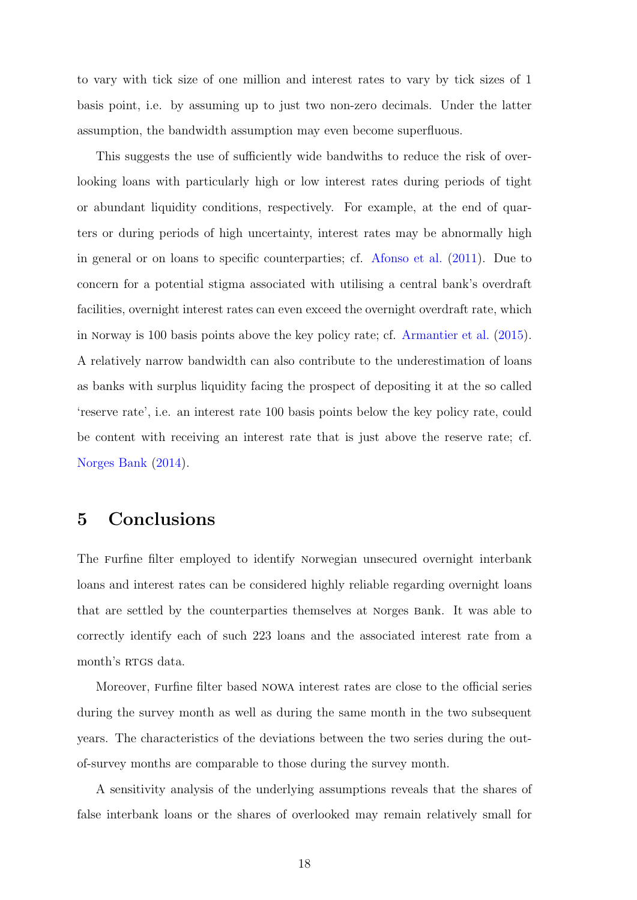to vary with tick size of one million and interest rates to vary by tick sizes of 1 basis point, i.e. by assuming up to just two non-zero decimals. Under the latter assumption, the bandwidth assumption may even become superfluous.

This suggests the use of sufficiently wide bandwiths to reduce the risk of overlooking loans with particularly high or low interest rates during periods of tight or abundant liquidity conditions, respectively. For example, at the end of quarters or during periods of high uncertainty, interest rates may be abnormally high in general or on loans to specific counterparties; cf. Afonso et al. (2011). Due to concern for a potential stigma associated with utilising a central bank's overdraft facilities, overnight interest rates can even exceed the overnight overdraft rate, which in Norway is 100 basis points above the key policy rate; cf. Armantier et al. (2015). A relatively narrow bandwidth can also contribute to the underestimation of loans as banks with surplus liquidity facing the prospect of depositing it at the so called 'reserve rate', i.e. an interest rate 100 basis points below the key policy rate, could be content with receiving an interest rate that is just above the reserve rate; cf. Norges Bank (2014).

## 5 Conclusions

The Furfine filter employed to identify Norwegian unsecured overnight interbank loans and interest rates can be considered highly reliable regarding overnight loans that are settled by the counterparties themselves at Norges Bank. It was able to correctly identify each of such 223 loans and the associated interest rate from a month's RTGS data.

Moreover, Furfine filter based NOWA interest rates are close to the official series during the survey month as well as during the same month in the two subsequent years. The characteristics of the deviations between the two series during the out-of-survey months are comparable to those during the survey month.

A sensitivity analysis of the underlying assumptions reveals that the shares of false interbank loans or the shares of overlooked may remain relatively small for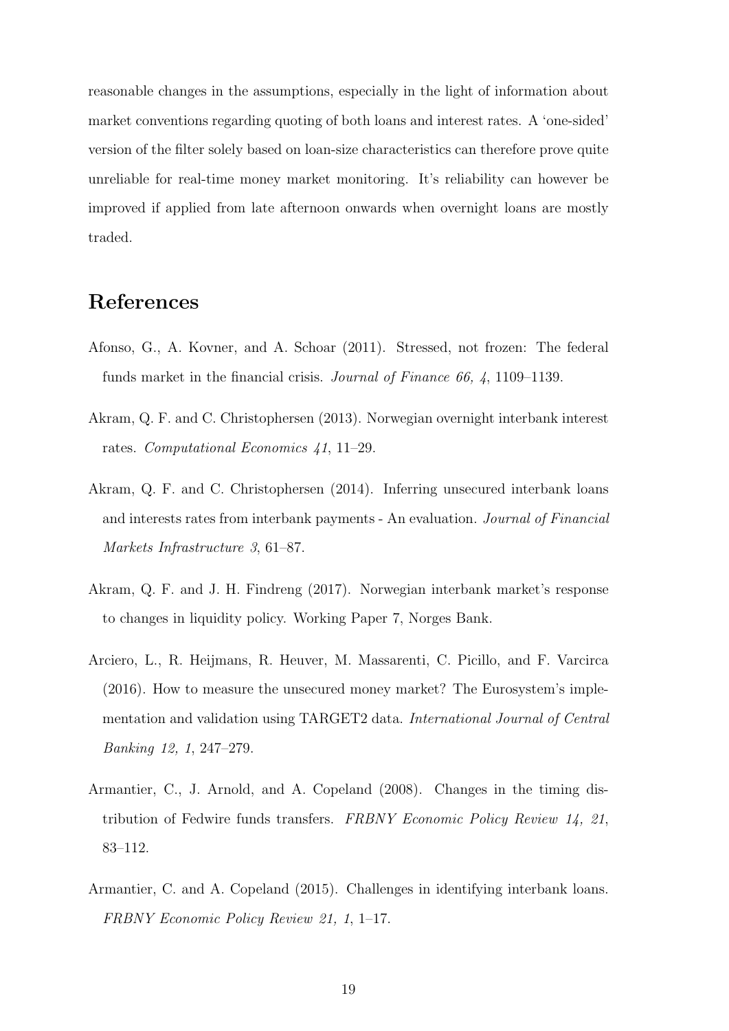reasonable changes in the assumptions, especially in the light of information about market conventions regarding quoting of both loans and interest rates. A 'one-sided' version of the filter solely based on loan-size characteristics can therefore prove quite unreliable for real-time money market monitoring. It's reliability can however be improved if applied from late afternoon onwards when overnight loans are mostly traded.

## References

Afonso, G., A. Kovner, and A. Schoar (2011). Stressed, not frozen: The federal funds market in the financial crisis. *Journal of Finance 66, 4*, 1109–1139.

Akram, Q. F. and C. Christophersen (2013). Norwegian overnight interbank interest rates. *Computational Economics 41*, 11–29.

Akram, Q. F. and C. Christophersen (2014). Inferring unsecured interbank loans and interests rates from interbank payments - An evaluation. *Journal of Financial Markets Infrastructure 3*, 61–87.

Akram, Q. F. and J. H. Findreng (2017). Norwegian interbank market's response to changes in liquidity policy. Working Paper 7, Norges Bank.

Arciero, L., R. Heijmans, R. Heuver, M. Massarenti, C. Picillo, and F. Varcirca (2016). How to measure the unsecured money market? The Eurosystem's implementation and validation using TARGET2 data. *International Journal of Central Banking 12, 1*, 247–279.

Armantier, C., J. Arnold, and A. Copeland (2008). Changes in the timing distribution of Fedwire funds transfers. *FRBNY Economic Policy Review 14, 21*, 83–112.

Armantier, C. and A. Copeland (2015). Challenges in identifying interbank loans. *FRBNY Economic Policy Review 21, 1*, 1–17.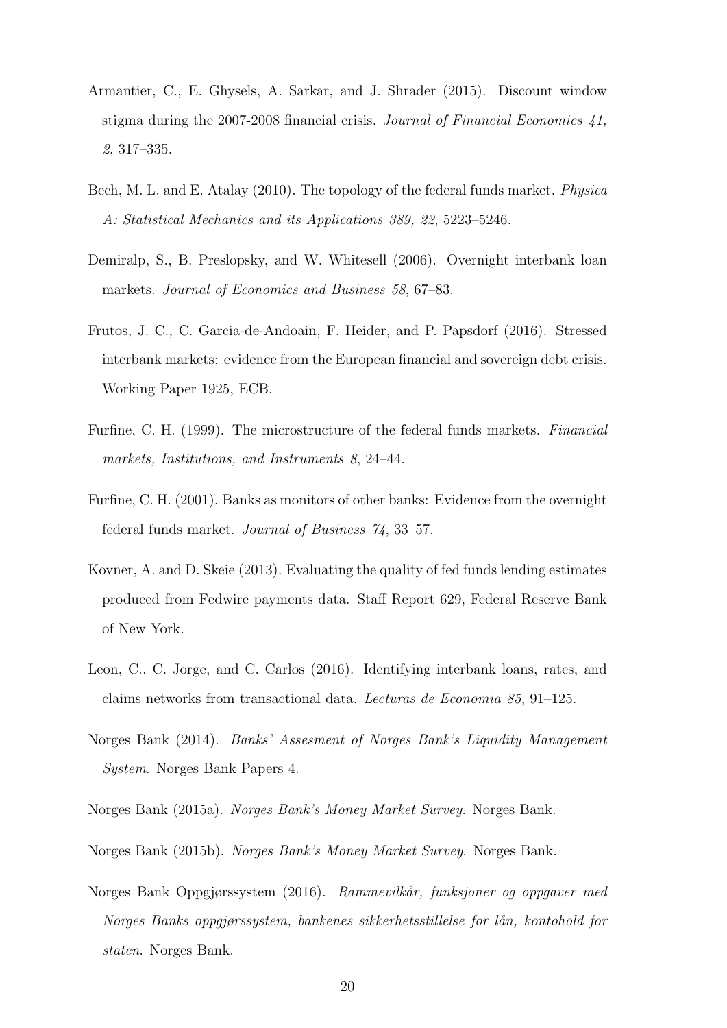Armantier, C., E. Ghysels, A. Sarkar, and J. Shrader (2015). Discount window stigma during the 2007-2008 financial crisis. *Journal of Financial Economics 41, 2*, 317–335.

Bech, M. L. and E. Atalay (2010). The topology of the federal funds market. *Physica A: Statistical Mechanics and its Applications 389, 22*, 5223–5246.

Demiralp, S., B. Preslopsky, and W. Whitesell (2006). Overnight interbank loan markets. *Journal of Economics and Business 58*, 67–83.

Frutos, J. C., C. Garcia-de-Andoain, F. Heider, and P. Papsdorf (2016). Stressed interbank markets: evidence from the European financial and sovereign debt crisis. Working Paper 1925, ECB.

Furfine, C. H. (1999). The microstructure of the federal funds markets. *Financial markets, Institutions, and Instruments 8*, 24–44.

Furfine, C. H. (2001). Banks as monitors of other banks: Evidence from the overnight federal funds market. *Journal of Business 74*, 33–57.

Kovner, A. and D. Skeie (2013). Evaluating the quality of fed funds lending estimates produced from Fedwire payments data. Staff Report 629, Federal Reserve Bank of New York.

Leon, C., C. Jorge, and C. Carlos (2016). Identifying interbank loans, rates, and claims networks from transactional data. *Lecturas de Economia 85*, 91–125.

Norges Bank (2014). *Banks' Assesment of Norges Bank's Liquidity Management System*. Norges Bank Papers 4.

Norges Bank (2015a). *Norges Bank's Money Market Survey*. Norges Bank.

Norges Bank (2015b). *Norges Bank's Money Market Survey*. Norges Bank.

Norges Bank Oppgjørssystem (2016). *Rammevilkår, funksjoner og oppgaver med Norges Banks oppgjørssystem, bankenes sikkerhetsstillelse for lån, kontohold for staten*. Norges Bank.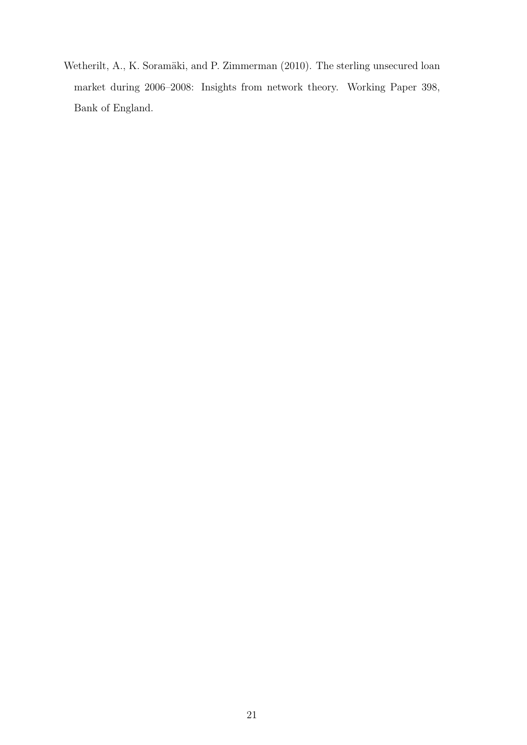Wetherilt, A., K. Soramäki, and P. Zimmerman (2010). The sterling unsecured loan market during 2006–2008: Insights from network theory. Working Paper 398, Bank of England.